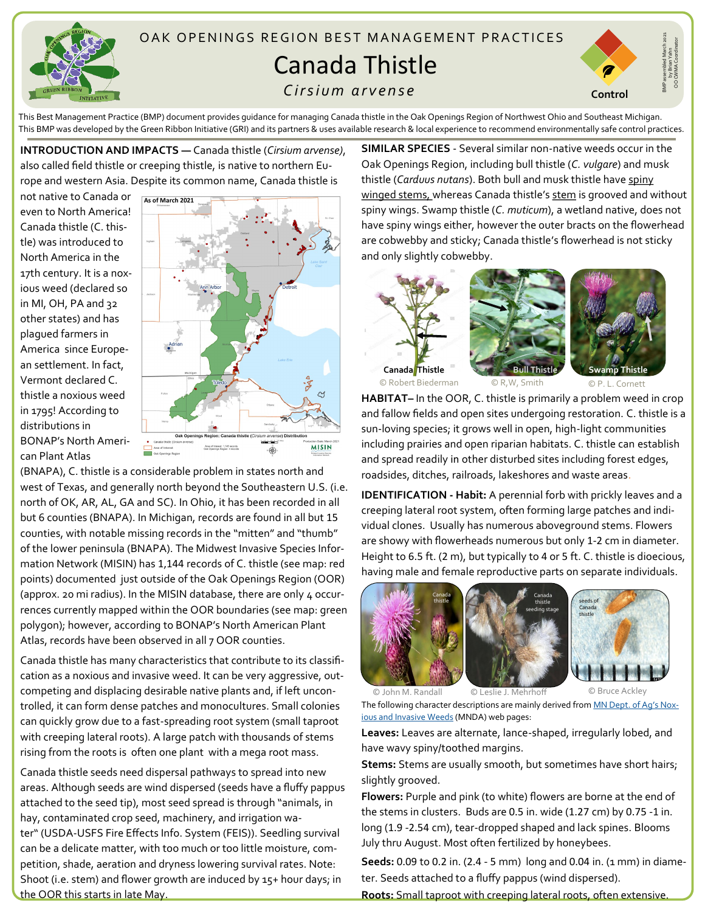# OAK OPENINGS REGION BEST MANAGEMENT PRACTICES

# Canada Thistle

*Cirsium arvense*

Control

BMP assembled March 2021 by Brian Yahn OO CWMA Coordinator

This Best Management Practice (BMP) document provides guidance for managing Canada thistle in the Oak Openings Region of Northwest Ohio and Southeast Michigan. This BMP was developed by the Green Ribbon Initiative (GRI) and its partners & uses available research & local experience to recommend environmentally safe control practices.

**INTRODUCTION AND IMPACTS —** Canada thistle (*Cirsium arvense)*, also called field thistle or creeping thistle, is native to northern Europe and western Asia. Despite its common name, Canada thistle is not native to Canada or even to North America! Canada thistle (C. thistle) was introduced to North America in the 17th century. It is a noxious weed (declared so in MI, OH, PA and 32 other states) and has plagued farmers in America since European settlement. In fact, Vermont declared C. thistle a noxious weed in 1795! According to distributions in BONAP's North American Plant Atlas (BNAPA), C. thistle is a considerable problem in states north and west of Texas, and generally north beyond the Southeastern U.S. (i.e. north of OK, AR, AL, GA and SC). In Ohio, it has been recorded in all but 6 counties (BNAPA). In Michigan, records are found in all but 15 counties, with notable missing records in the "mitten" and "thumb" of the lower peninsula (BNAPA). The Midwest Invasive Species Information Network (MISIN) has 1,144 records of C. thistle (see map: red points) documented just outside of the Oak Openings Region (OOR) (approx. 20 mi radius). In the MISIN database, there are only 4 occurrences currently mapped within the OOR boundaries (see map: green polygon); however, according to BONAP's North American Plant Atlas, records have been observed in all 7 OOR counties.

Canada thistle has many characteristics that contribute to its classification as a noxious and invasive weed. It can be very aggressive, outcompeting and displacing desirable native plants and, if left uncontrolled, it can form dense patches and monocultures. Small colonies can quickly grow due to a fast-spreading root system (small taproot with creeping lateral roots). A large patch with thousands of stems rising from the roots is often one plant with a mega root mass.

Canada thistle seeds need dispersal pathways to spread into new areas. Although seeds are wind dispersed (seeds have a fluffy pappus attached to the seed tip), most seed spread is through "animals, in hay, contaminated crop seed, machinery, and irrigation water" (USDA-USFS Fire Effects Info. System (FEIS)). Seedling survival can be a delicate matter, with too much or too little moisture, competition, shade, aeration and dryness lowering survival rates. Note: Shoot (i.e. stem) and flower growth are induced by 15+ hour days; in the OOR this starts in late May.

**SIMILAR SPECIES** - Several similar non-native weeds occur in the Oak Openings Region, including bull thistle (*C. vulgare*) and musk thistle (*Carduus nutans*). Both bull and musk thistle have spiny winged stems, whereas Canada thistle's stem is grooved and without spiny wings. Swamp thistle (*C. muticum*), a wetland native, does not have spiny wings either, however the outer bracts on the flowerhead are cobwebby and sticky; Canada thistle's flowerhead is not sticky and only slightly cobwebby.

Canada Thistle © Robert Biederman | Bull Thistle © R,W, Smith | Swamp Thistle © P. L. Cornett

**HABITAT–** In the OOR, C. thistle is primarily a problem weed in crop and fallow fields and open sites undergoing restoration. C. thistle is a sun-loving species; it grows well in open, high-light communities including prairies and open riparian habitats. C. thistle can establish and spread readily in other disturbed sites including forest edges, roadsides, ditches, railroads, lakeshores and waste areas.

**IDENTIFICATION - Habit:** A perennial forb with prickly leaves and a creeping lateral root system, often forming large patches and individual clones. Usually has numerous aboveground stems. Flowers are showy with flowerheads numerous but only 1-2 cm in diameter. Height to 6.5 ft. (2 m), but typically to 4 or 5 ft. C. thistle is dioecious, having male and female reproductive parts on separate individuals.

Canada thistle © John M. Randall | Canada thistle seeding stage © Leslie J. Mehrhoff | seeds of Canada thistle © Bruce Ackley

The following character descriptions are mainly derived from MN Dept. of Ag's Noxious and Invasive Weeds (MNDA) web pages:

**Leaves:** Leaves are alternate, lance-shaped, irregularly lobed, and have wavy spiny/toothed margins.

**Stems:** Stems are usually smooth, but sometimes have short hairs; slightly grooved.

**Flowers:** Purple and pink (to white) flowers are borne at the end of the stems in clusters. Buds are 0.5 in. wide (1.27 cm) by 0.75 -1 in. long (1.9 -2.54 cm), tear-dropped shaped and lack spines. Blooms July thru August. Most often fertilized by honeybees.

**Seeds:** 0.09 to 0.2 in. (2.4 - 5 mm) long and 0.04 in. (1 mm) in diameter. Seeds attached to a fluffy pappus (wind dispersed).

**Roots:** Small taproot with creeping lateral roots, often extensive.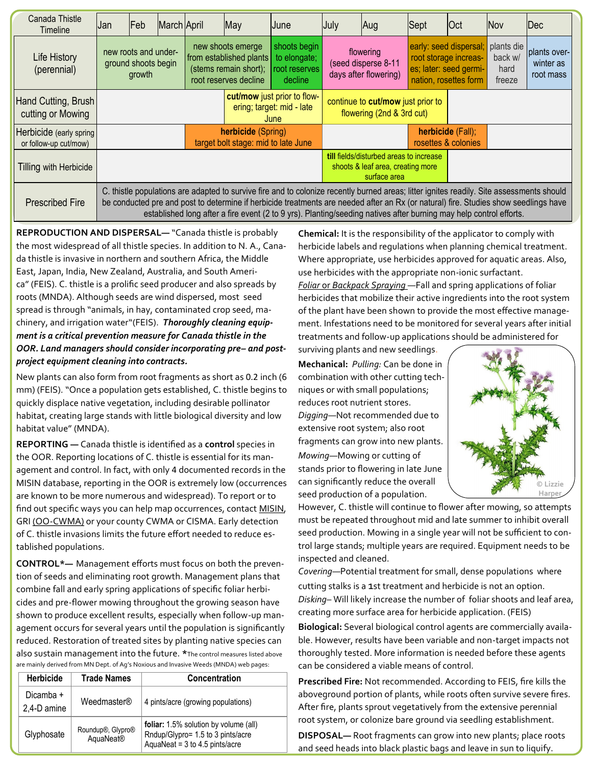| Canada Thistle Timeline | Jan | Feb | March | April | May | June | July | Aug | Sept | Oct | Nov | Dec |
|---|---|---|---|---|---|---|---|---|---|---|---|---|
| Life History (perennial) | new roots and underground shoots begin growth | | | new shoots emerge from established plants (stems remain short); root reserves decline | | shoots begin to elongate; root reserves decline | flowering (seed disperse 8-11 days after flowering) | | early: seed dispersal; root storage increases; later: seed germination, rosettes form | | plants die back w/ hard freeze | plants overwinter as root mass |
| Hand Cutting, Brush cutting or Mowing | | | | | **cut/mow** just prior to flowering; target: mid - late June | | continue to **cut/mow** just prior to flowering (2nd & 3rd cut) | | | | | |
| Herbicide (early spring or follow-up cut/mow) | | | | **herbicide** (Spring) target bolt stage: mid to late June | | | | | **herbicide** (Fall); rosettes & colonies | | | |
| Tilling with Herbicide | | | | | | | **till** fields/disturbed areas to increase shoots & leaf area, creating more surface area | | | | | |
| Prescribed Fire | C. thistle populations are adapted to survive fire and to colonize recently burned areas; litter ignites readily. Site assessments should be conducted pre and post to determine if herbicide treatments are needed after an Rx (or natural) fire. Studies show seedlings have established long after a fire event (2 to 9 yrs). Planting/seeding natives after burning may help control efforts. | | | | | | | | | | | |

**REPRODUCTION AND DISPERSAL—** "Canada thistle is probably the most widespread of all thistle species. In addition to N. A., Canada thistle is invasive in northern and southern Africa, the Middle East, Japan, India, New Zealand, Australia, and South America" (FEIS). C. thistle is a prolific seed producer and also spreads by roots (MNDA). Although seeds are wind dispersed, most seed spread is through "animals, in hay, contaminated crop seed, machinery, and irrigation water"(FEIS). ***Thoroughly cleaning equipment is a critical prevention measure for Canada thistle in the OOR. Land managers should consider incorporating pre– and post-project equipment cleaning into contracts.***

New plants can also form from root fragments as short as 0.2 inch (6 mm) (FEIS). "Once a population gets established, C. thistle begins to quickly displace native vegetation, including desirable pollinator habitat, creating large stands with little biological diversity and low habitat value" (MNDA).

**REPORTING —** Canada thistle is identified as a **control** species in the OOR. Reporting locations of C. thistle is essential for its management and control. In fact, with only 4 documented records in the MISIN database, reporting in the OOR is extremely low (occurrences are known to be more numerous and widespread). To report or to find out specific ways you can help map occurrences, contact MISIN, GRI (OO-CWMA) or your county CWMA or CISMA. Early detection of C. thistle invasions limits the future effort needed to reduce established populations.

**CONTROL*—** Management efforts must focus on both the prevention of seeds and eliminating root growth. Management plans that combine fall and early spring applications of specific foliar herbicides and pre-flower mowing throughout the growing season have shown to produce excellent results, especially when follow-up management occurs for several years until the population is significantly reduced. Restoration of treated sites by planting native species can also sustain management into the future. *The control measures listed above are mainly derived from MN Dept. of Ag's Noxious and Invasive Weeds (MNDA) web pages:

| Herbicide | Trade Names | Concentration |
|---|---|---|
| Dicamba + 2,4-D amine | Weedmaster® | 4 pints/acre (growing populations) |
| Glyphosate | Roundup®, Glypro® AquaNeat® | **foliar:** 1.5% solution by volume (all) Rndup/Glypro= 1.5 to 3 pints/acre AquaNeat = 3 to 4.5 pints/acre |

**Chemical:** It is the responsibility of the applicator to comply with herbicide labels and regulations when planning chemical treatment. Where appropriate, use herbicides approved for aquatic areas. Also, use herbicides with the appropriate non-ionic surfactant.

*Foliar or Backpack Spraying* —Fall and spring applications of foliar herbicides that mobilize their active ingredients into the root system of the plant have been shown to provide the most effective management. Infestations need to be monitored for several years after initial treatments and follow-up applications should be administered for surviving plants and new seedlings.

**Mechanical:** *Pulling:* Can be done in combination with other cutting techniques or with small populations; reduces root nutrient stores.

*Digging*—Not recommended due to extensive root system; also root fragments can grow into new plants.

*Mowing*—Mowing or cutting of stands prior to flowering in late June can significantly reduce the overall seed production of a population. However, C. thistle will continue to flower after mowing, so attempts must be repeated throughout mid and late summer to inhibit overall seed production. Mowing in a single year will not be sufficient to control large stands; multiple years are required. Equipment needs to be inspected and cleaned.

© Lizzie Harper

*Covering*—Potential treatment for small, dense populations where cutting stalks is a 1st treatment and herbicide is not an option.

*Disking*– Will likely increase the number of foliar shoots and leaf area, creating more surface area for herbicide application. (FEIS)

**Biological:** Several biological control agents are commercially available. However, results have been variable and non-target impacts not thoroughly tested. More information is needed before these agents can be considered a viable means of control.

**Prescribed Fire:** Not recommended. According to FEIS, fire kills the aboveground portion of plants, while roots often survive severe fires. After fire, plants sprout vegetatively from the extensive perennial root system, or colonize bare ground via seedling establishment.

**DISPOSAL—** Root fragments can grow into new plants; place roots and seed heads into black plastic bags and leave in sun to liquify.